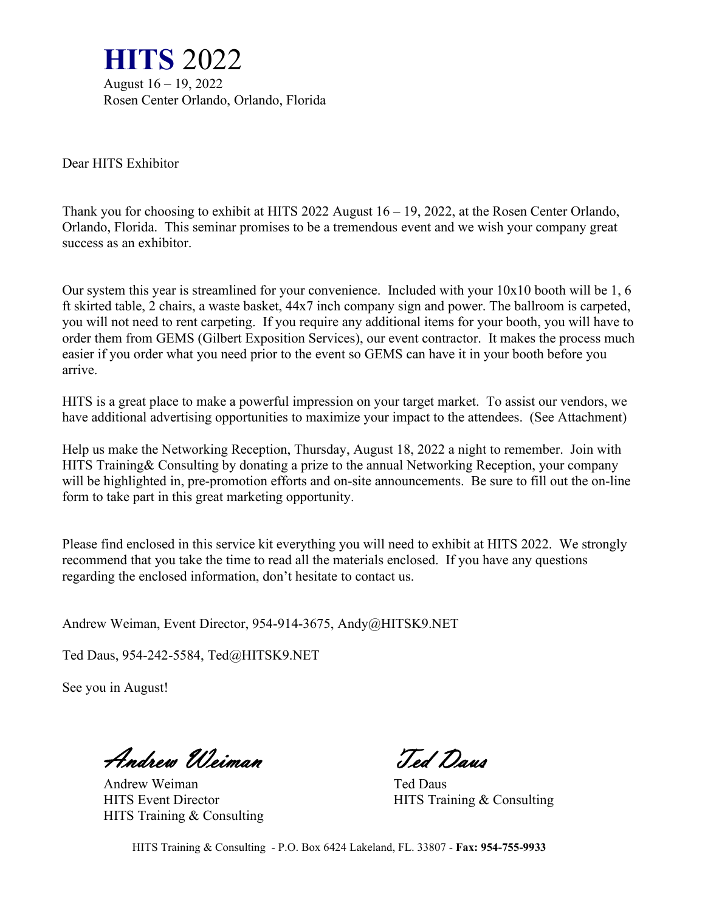# **HITS** 2022

August 16 – 19, 2022
Rosen Center Orlando, Orlando, Florida

Dear HITS Exhibitor

Thank you for choosing to exhibit at HITS 2022 August 16 – 19, 2022, at the Rosen Center Orlando, Orlando, Florida. This seminar promises to be a tremendous event and we wish your company great success as an exhibitor.

Our system this year is streamlined for your convenience. Included with your 10x10 booth will be 1, 6 ft skirted table, 2 chairs, a waste basket, 44x7 inch company sign and power. The ballroom is carpeted, you will not need to rent carpeting. If you require any additional items for your booth, you will have to order them from GEMS (Gilbert Exposition Services), our event contractor. It makes the process much easier if you order what you need prior to the event so GEMS can have it in your booth before you arrive.

HITS is a great place to make a powerful impression on your target market. To assist our vendors, we have additional advertising opportunities to maximize your impact to the attendees. (See Attachment)

Help us make the Networking Reception, Thursday, August 18, 2022 a night to remember. Join with HITS Training& Consulting by donating a prize to the annual Networking Reception, your company will be highlighted in, pre-promotion efforts and on-site announcements. Be sure to fill out the on-line form to take part in this great marketing opportunity.

Please find enclosed in this service kit everything you will need to exhibit at HITS 2022. We strongly recommend that you take the time to read all the materials enclosed. If you have any questions regarding the enclosed information, don't hesitate to contact us.

Andrew Weiman, Event Director, 954-914-3675, Andy@HITSK9.NET

Ted Daus, 954-242-5584, Ted@HITSK9.NET

See you in August!

*Andrew Weiman*

Andrew Weiman
HITS Event Director
HITS Training & Consulting

*Ted Daus*

Ted Daus
HITS Training & Consulting

HITS Training & Consulting - P.O. Box 6424 Lakeland, FL. 33807 - **Fax: 954-755-9933**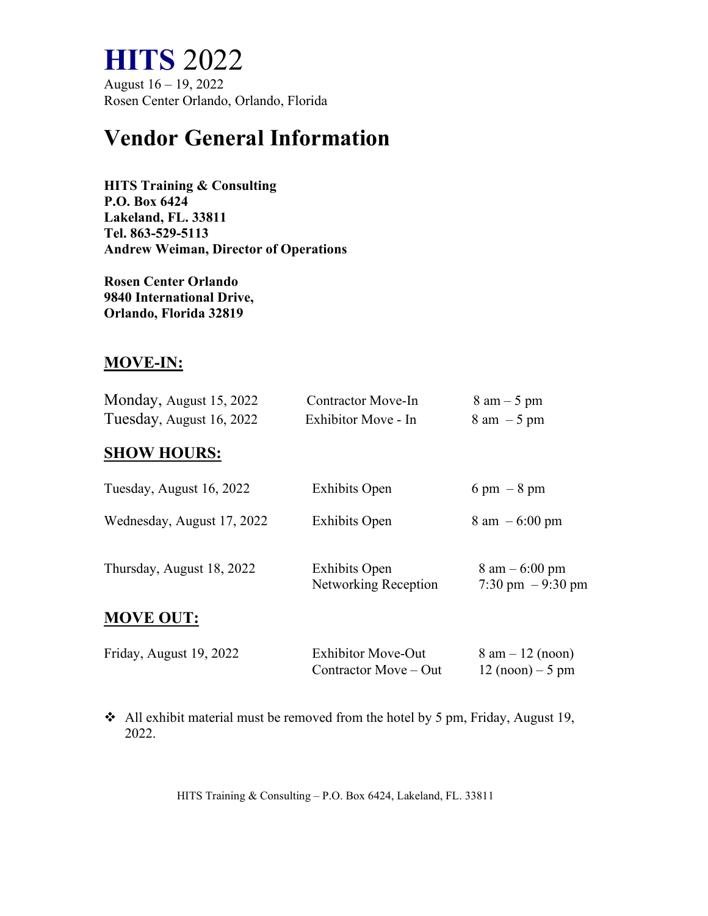# **HITS** 2022

August 16 – 19, 2022
Rosen Center Orlando, Orlando, Florida

# Vendor General Information

**HITS Training & Consulting**
**P.O. Box 6424**
**Lakeland, FL. 33811**
**Tel. 863-529-5113**
**Andrew Weiman, Director of Operations**

**Rosen Center Orlando**
**9840 International Drive,**
**Orlando, Florida 32819**

## MOVE-IN:

| | | |
|---|---|---|
| Monday, August 15, 2022 | Contractor Move-In | 8 am – 5 pm |
| Tuesday, August 16, 2022 | Exhibitor Move - In | 8 am – 5 pm |

## SHOW HOURS:

| | | |
|---|---|---|
| Tuesday, August 16, 2022 | Exhibits Open | 6 pm – 8 pm |
| Wednesday, August 17, 2022 | Exhibits Open | 8 am – 6:00 pm |
| Thursday, August 18, 2022 | Exhibits Open | 8 am – 6:00 pm |
| | Networking Reception | 7:30 pm – 9:30 pm |

## MOVE OUT:

| | | |
|---|---|---|
| Friday, August 19, 2022 | Exhibitor Move-Out | 8 am – 12 (noon) |
| | Contractor Move – Out | 12 (noon) – 5 pm |

- All exhibit material must be removed from the hotel by 5 pm, Friday, August 19, 2022.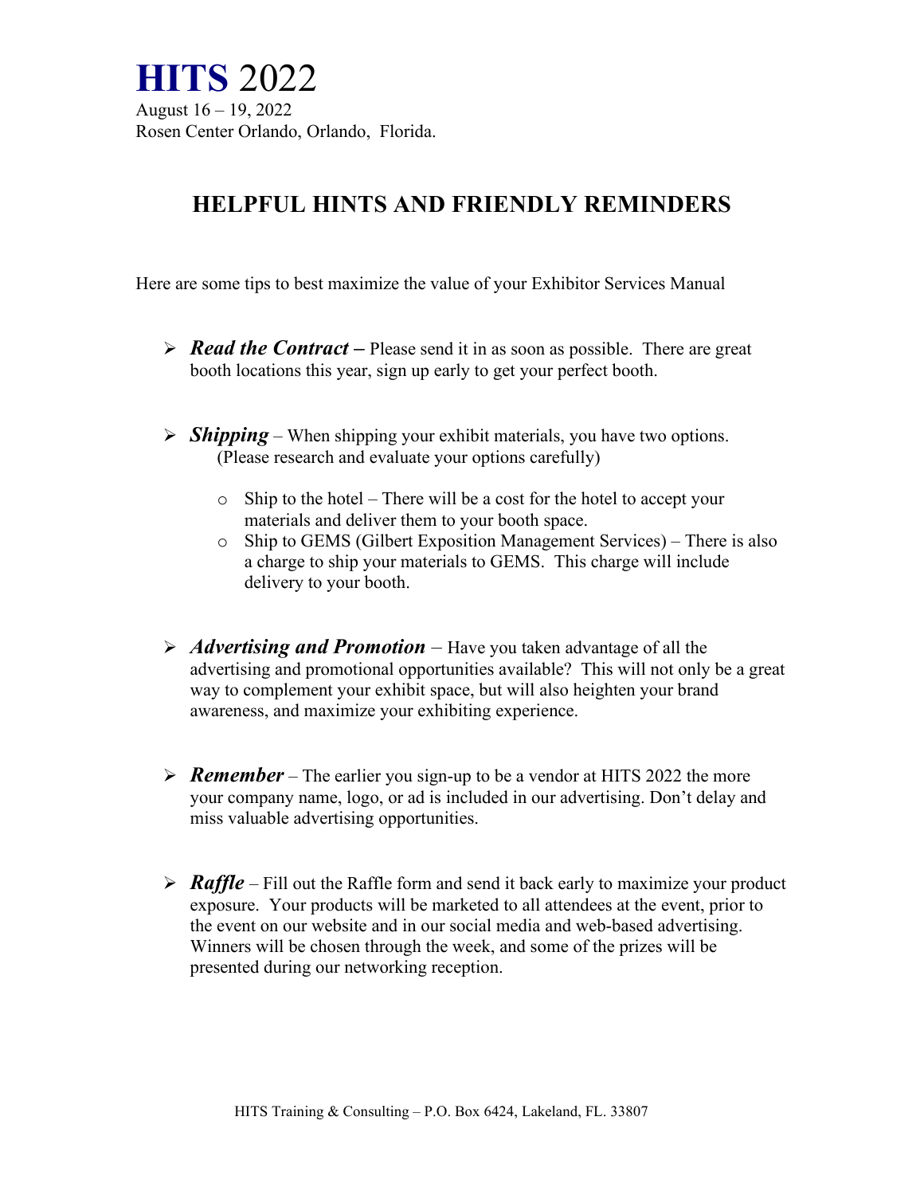# **HITS** 2022

August 16 – 19, 2022
Rosen Center Orlando, Orlando, Florida.

## HELPFUL HINTS AND FRIENDLY REMINDERS

Here are some tips to best maximize the value of your Exhibitor Services Manual

- ***Read the Contract –*** Please send it in as soon as possible. There are great booth locations this year, sign up early to get your perfect booth.

- ***Shipping*** – When shipping your exhibit materials, you have two options. (Please research and evaluate your options carefully)

  - Ship to the hotel – There will be a cost for the hotel to accept your materials and deliver them to your booth space.
  - Ship to GEMS (Gilbert Exposition Management Services) – There is also a charge to ship your materials to GEMS. This charge will include delivery to your booth.

- ***Advertising and Promotion*** – Have you taken advantage of all the advertising and promotional opportunities available? This will not only be a great way to complement your exhibit space, but will also heighten your brand awareness, and maximize your exhibiting experience.

- ***Remember*** – The earlier you sign-up to be a vendor at HITS 2022 the more your company name, logo, or ad is included in our advertising. Don't delay and miss valuable advertising opportunities.

- ***Raffle*** – Fill out the Raffle form and send it back early to maximize your product exposure. Your products will be marketed to all attendees at the event, prior to the event on our website and in our social media and web-based advertising. Winners will be chosen through the week, and some of the prizes will be presented during our networking reception.

HITS Training & Consulting – P.O. Box 6424, Lakeland, FL. 33807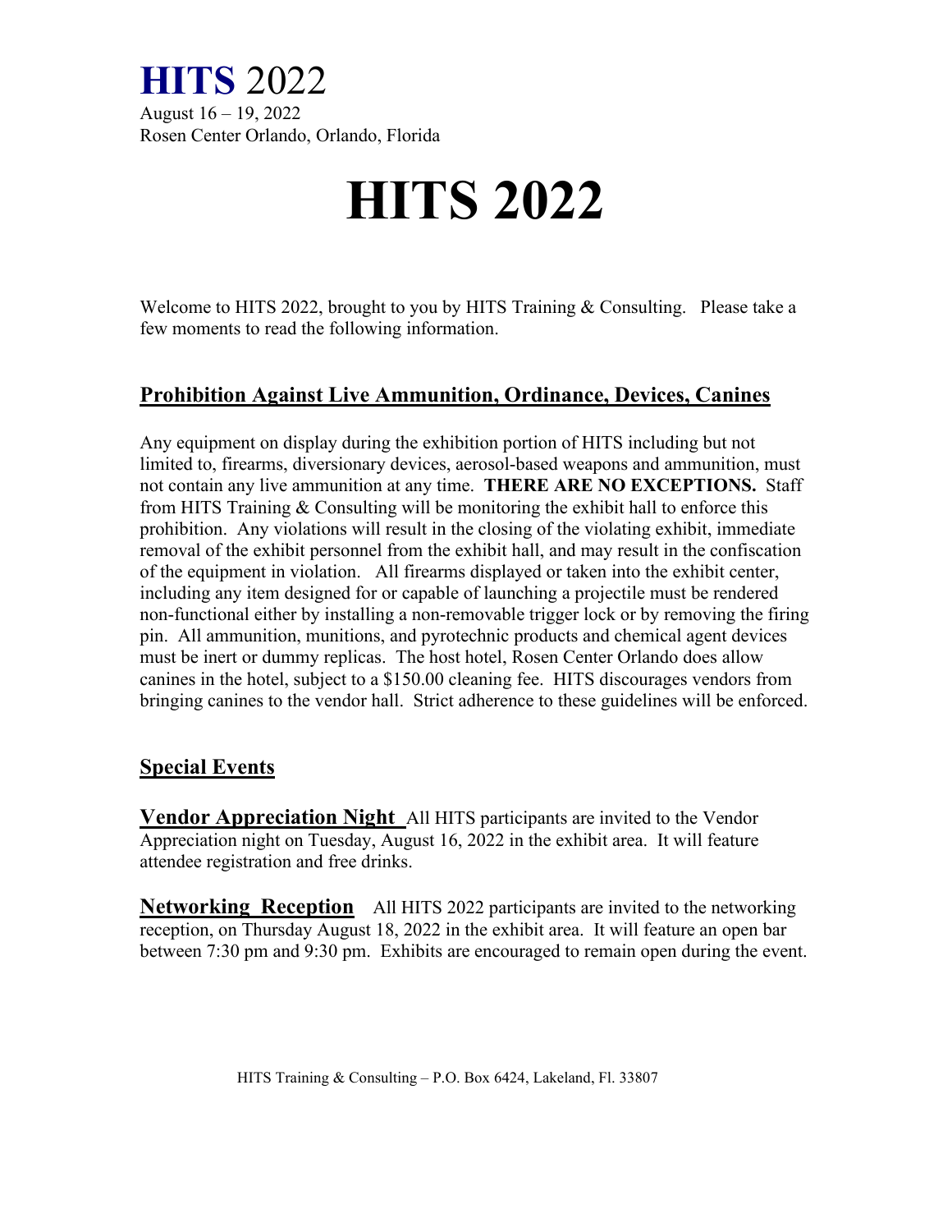# HITS 2022

August 16 – 19, 2022
Rosen Center Orlando, Orlando, Florida

# HITS 2022

Welcome to HITS 2022, brought to you by HITS Training & Consulting. Please take a few moments to read the following information.

## Prohibition Against Live Ammunition, Ordinance, Devices, Canines

Any equipment on display during the exhibition portion of HITS including but not limited to, firearms, diversionary devices, aerosol-based weapons and ammunition, must not contain any live ammunition at any time. **THERE ARE NO EXCEPTIONS.** Staff from HITS Training & Consulting will be monitoring the exhibit hall to enforce this prohibition. Any violations will result in the closing of the violating exhibit, immediate removal of the exhibit personnel from the exhibit hall, and may result in the confiscation of the equipment in violation. All firearms displayed or taken into the exhibit center, including any item designed for or capable of launching a projectile must be rendered non-functional either by installing a non-removable trigger lock or by removing the firing pin. All ammunition, munitions, and pyrotechnic products and chemical agent devices must be inert or dummy replicas. The host hotel, Rosen Center Orlando does allow canines in the hotel, subject to a $150.00 cleaning fee. HITS discourages vendors from bringing canines to the vendor hall. Strict adherence to these guidelines will be enforced.

## Special Events

**Vendor Appreciation Night** All HITS participants are invited to the Vendor Appreciation night on Tuesday, August 16, 2022 in the exhibit area. It will feature attendee registration and free drinks.

**Networking Reception** All HITS 2022 participants are invited to the networking reception, on Thursday August 18, 2022 in the exhibit area. It will feature an open bar between 7:30 pm and 9:30 pm. Exhibits are encouraged to remain open during the event.

HITS Training & Consulting – P.O. Box 6424, Lakeland, Fl. 33807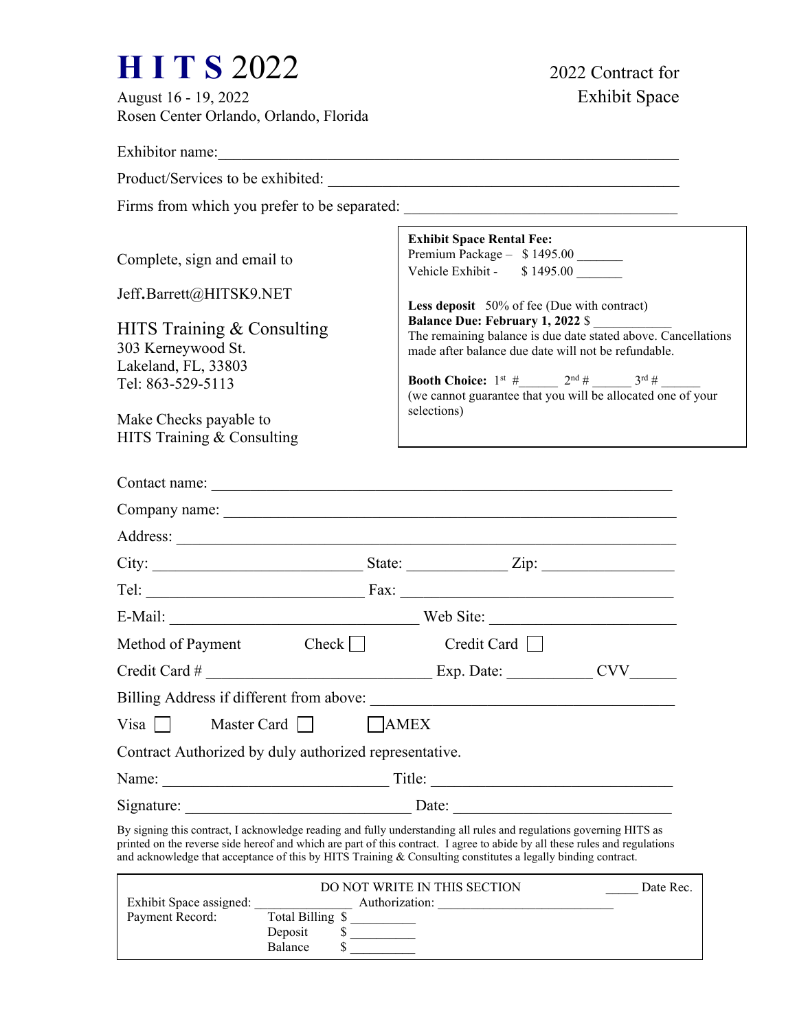# HITS 2022

August 16 - 19, 2022
Rosen Center Orlando, Orlando, Florida

2022 Contract for Exhibit Space

Exhibitor name:_______________________________________________________________

Product/Services to be exhibited: ____________________________________________

Firms from which you prefer to be separated: __________________________________

Complete, sign and email to

Jeff.Barrett@HITSK9.NET

HITS Training & Consulting
303 Kerneywood St.
Lakeland, FL, 33803
Tel: 863-529-5113

Make Checks payable to
HITS Training & Consulting

**Exhibit Space Rental Fee:**
Premium Package – $ 1495.00 _______
Vehicle Exhibit - $ 1495.00 _______

**Less deposit** 50% of fee (Due with contract)
**Balance Due: February 1, 2022** $ ____________
The remaining balance is due date stated above. Cancellations made after balance due date will not be refundable.

**Booth Choice:** 1st #______ 2nd # ______ 3rd # ______
(we cannot guarantee that you will be allocated one of your selections)

Contact name: ______________________________________________________________

Company name: _____________________________________________________________

Address: __________________________________________________________________

City: ___________________________ State: _____________ Zip: _________________

Tel: ____________________________ Fax: ______________________________________

E-Mail: _________________________________ Web Site: _________________________

Method of Payment Check ☐ Credit Card ☐

Credit Card # ______________________________ Exp. Date: ___________ CVV______

Billing Address if different from above: _________________________________________

Visa ☐ Master Card ☐ ☐AMEX

Contract Authorized by duly authorized representative.

Name: ______________________________ Title: _______________________________

Signature: ______________________________ Date: ____________________________

By signing this contract, I acknowledge reading and fully understanding all rules and regulations governing HITS as printed on the reverse side hereof and which are part of this contract. I agree to abide by all these rules and regulations and acknowledge that acceptance of this by HITS Training & Consulting constitutes a legally binding contract.

DO NOT WRITE IN THIS SECTION _____ Date Rec.

Exhibit Space assigned: ______________ Authorization: __________________________

Payment Record:
Total Billing $ __________
Deposit $ __________
Balance $ __________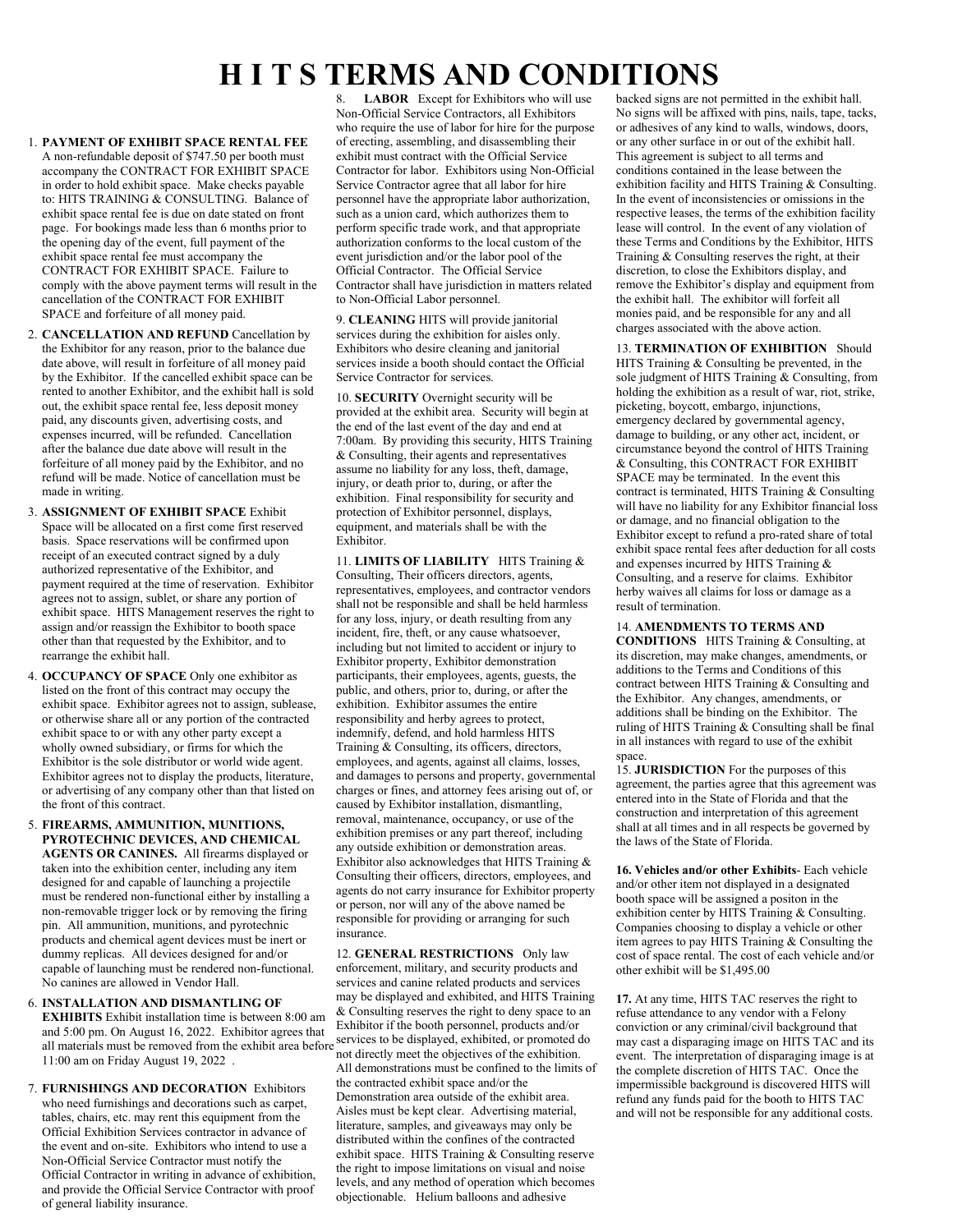# H I T S TERMS AND CONDITIONS

1. **PAYMENT OF EXHIBIT SPACE RENTAL FEE** A non-refundable deposit of $747.50 per booth must accompany the CONTRACT FOR EXHIBIT SPACE in order to hold exhibit space. Make checks payable to: HITS TRAINING & CONSULTING. Balance of exhibit space rental fee is due on date stated on front page. For bookings made less than 6 months prior to the opening day of the event, full payment of the exhibit space rental fee must accompany the CONTRACT FOR EXHIBIT SPACE. Failure to comply with the above payment terms will result in the cancellation of the CONTRACT FOR EXHIBIT SPACE and forfeiture of all money paid.

2. **CANCELLATION AND REFUND** Cancellation by the Exhibitor for any reason, prior to the balance due date above, will result in forfeiture of all money paid by the Exhibitor. If the cancelled exhibit space can be rented to another Exhibitor, and the exhibit hall is sold out, the exhibit space rental fee, less deposit money paid, any discounts given, advertising costs, and expenses incurred, will be refunded. Cancellation after the balance due date above will result in the forfeiture of all money paid by the Exhibitor, and no refund will be made. Notice of cancellation must be made in writing.

3. **ASSIGNMENT OF EXHIBIT SPACE** Exhibit Space will be allocated on a first come first reserved basis. Space reservations will be confirmed upon receipt of an executed contract signed by a duly authorized representative of the Exhibitor, and payment required at the time of reservation. Exhibitor agrees not to assign, sublet, or share any portion of exhibit space. HITS Management reserves the right to assign and/or reassign the Exhibitor to booth space other than that requested by the Exhibitor, and to rearrange the exhibit hall.

4. **OCCUPANCY OF SPACE** Only one exhibitor as listed on the front of this contract may occupy the exhibit space. Exhibitor agrees not to assign, sublease, or otherwise share all or any portion of the contracted exhibit space to or with any other party except a wholly owned subsidiary, or firms for which the Exhibitor is the sole distributor or world wide agent. Exhibitor agrees not to display the products, literature, or advertising of any company other than that listed on the front of this contract.

5. **FIREARMS, AMMUNITION, MUNITIONS, PYROTECHNIC DEVICES, AND CHEMICAL AGENTS OR CANINES.** All firearms displayed or taken into the exhibition center, including any item designed for and capable of launching a projectile must be rendered non-functional either by installing a non-removable trigger lock or by removing the firing pin. All ammunition, munitions, and pyrotechnic products and chemical agent devices must be inert or dummy replicas. All devices designed for and/or capable of launching must be rendered non-functional. No canines are allowed in Vendor Hall.

6. **INSTALLATION AND DISMANTLING OF EXHIBITS** Exhibit installation time is between 8:00 am and 5:00 pm. On August 16, 2022. Exhibitor agrees that all materials must be removed from the exhibit area before 11:00 am on Friday August 19, 2022 .

7. **FURNISHINGS AND DECORATION** Exhibitors who need furnishings and decorations such as carpet, tables, chairs, etc. may rent this equipment from the Official Exhibition Services contractor in advance of the event and on-site. Exhibitors who intend to use a Non-Official Service Contractor must notify the Official Contractor in writing in advance of exhibition, and provide the Official Service Contractor with proof of general liability insurance.

8. **LABOR** Except for Exhibitors who will use Non-Official Service Contractors, all Exhibitors who require the use of labor for hire for the purpose of erecting, assembling, and disassembling their exhibit must contract with the Official Service Contractor for labor. Exhibitors using Non-Official Service Contractor agree that all labor for hire personnel have the appropriate labor authorization, such as a union card, which authorizes them to perform specific trade work, and that appropriate authorization conforms to the local custom of the event jurisdiction and/or the labor pool of the Official Contractor. The Official Service Contractor shall have jurisdiction in matters related to Non-Official Labor personnel.

9. **CLEANING** HITS will provide janitorial services during the exhibition for aisles only. Exhibitors who desire cleaning and janitorial services inside a booth should contact the Official Service Contractor for services.

10. **SECURITY** Overnight security will be provided at the exhibit area. Security will begin at the end of the last event of the day and end at 7:00am. By providing this security, HITS Training & Consulting, their agents and representatives assume no liability for any loss, theft, damage, injury, or death prior to, during, or after the exhibition. Final responsibility for security and protection of Exhibitor personnel, displays, equipment, and materials shall be with the Exhibitor.

11. **LIMITS OF LIABILITY** HITS Training & Consulting, Their officers directors, agents, representatives, employees, and contractor vendors shall not be responsible and shall be held harmless for any loss, injury, or death resulting from any incident, fire, theft, or any cause whatsoever, including but not limited to accident or injury to Exhibitor property, Exhibitor demonstration participants, their employees, agents, guests, the public, and others, prior to, during, or after the exhibition. Exhibitor assumes the entire responsibility and herby agrees to protect, indemnify, defend, and hold harmless HITS Training & Consulting, its officers, directors, employees, and agents, against all claims, losses, and damages to persons and property, governmental charges or fines, and attorney fees arising out of, or caused by Exhibitor installation, dismantling, removal, maintenance, occupancy, or use of the exhibition premises or any part thereof, including any outside exhibition or demonstration areas. Exhibitor also acknowledges that HITS Training & Consulting their officers, directors, employees, and agents do not carry insurance for Exhibitor property or person, nor will any of the above named be responsible for providing or arranging for such insurance.

12. **GENERAL RESTRICTIONS** Only law enforcement, military, and security products and services and canine related products and services may be displayed and exhibited, and HITS Training & Consulting reserves the right to deny space to an Exhibitor if the booth personnel, products and/or services to be displayed, exhibited, or promoted do not directly meet the objectives of the exhibition. All demonstrations must be confined to the limits of the contracted exhibit space and/or the Demonstration area outside of the exhibit area. Aisles must be kept clear. Advertising material, literature, samples, and giveaways may only be distributed within the confines of the contracted exhibit space. HITS Training & Consulting reserve the right to impose limitations on visual and noise levels, and any method of operation which becomes objectionable. Helium balloons and adhesive backed signs are not permitted in the exhibit hall. No signs will be affixed with pins, nails, tape, tacks, or adhesives of any kind to walls, windows, doors, or any other surface in or out of the exhibit hall. This agreement is subject to all terms and conditions contained in the lease between the exhibition facility and HITS Training & Consulting. In the event of inconsistencies or omissions in the respective leases, the terms of the exhibition facility lease will control. In the event of any violation of these Terms and Conditions by the Exhibitor, HITS Training & Consulting reserves the right, at their discretion, to close the Exhibitors display, and remove the Exhibitor's display and equipment from the exhibit hall. The exhibitor will forfeit all monies paid, and be responsible for any and all charges associated with the above action.

13. **TERMINATION OF EXHIBITION** Should HITS Training & Consulting be prevented, in the sole judgment of HITS Training & Consulting, from holding the exhibition as a result of war, riot, strike, picketing, boycott, embargo, injunctions, emergency declared by governmental agency, damage to building, or any other act, incident, or circumstance beyond the control of HITS Training & Consulting, this CONTRACT FOR EXHIBIT SPACE may be terminated. In the event this contract is terminated, HITS Training & Consulting will have no liability for any Exhibitor financial loss or damage, and no financial obligation to the Exhibitor except to refund a pro-rated share of total exhibit space rental fees after deduction for all costs and expenses incurred by HITS Training & Consulting, and a reserve for claims. Exhibitor herby waives all claims for loss or damage as a result of termination.

14. **AMENDMENTS TO TERMS AND CONDITIONS** HITS Training & Consulting, at its discretion, may make changes, amendments, or additions to the Terms and Conditions of this contract between HITS Training & Consulting and the Exhibitor. Any changes, amendments, or additions shall be binding on the Exhibitor. The ruling of HITS Training & Consulting shall be final in all instances with regard to use of the exhibit space.

15. **JURISDICTION** For the purposes of this agreement, the parties agree that this agreement was entered into in the State of Florida and that the construction and interpretation of this agreement shall at all times and in all respects be governed by the laws of the State of Florida.

**16. Vehicles and/or other Exhibits**- Each vehicle and/or other item not displayed in a designated booth space will be assigned a positon in the exhibition center by HITS Training & Consulting. Companies choosing to display a vehicle or other item agrees to pay HITS Training & Consulting the cost of space rental. The cost of each vehicle and/or other exhibit will be $1,495.00

**17.** At any time, HITS TAC reserves the right to refuse attendance to any vendor with a Felony conviction or any criminal/civil background that may cast a disparaging image on HITS TAC and its event. The interpretation of disparaging image is at the complete discretion of HITS TAC. Once the impermissible background is discovered HITS will refund any funds paid for the booth to HITS TAC and will not be responsible for any additional costs.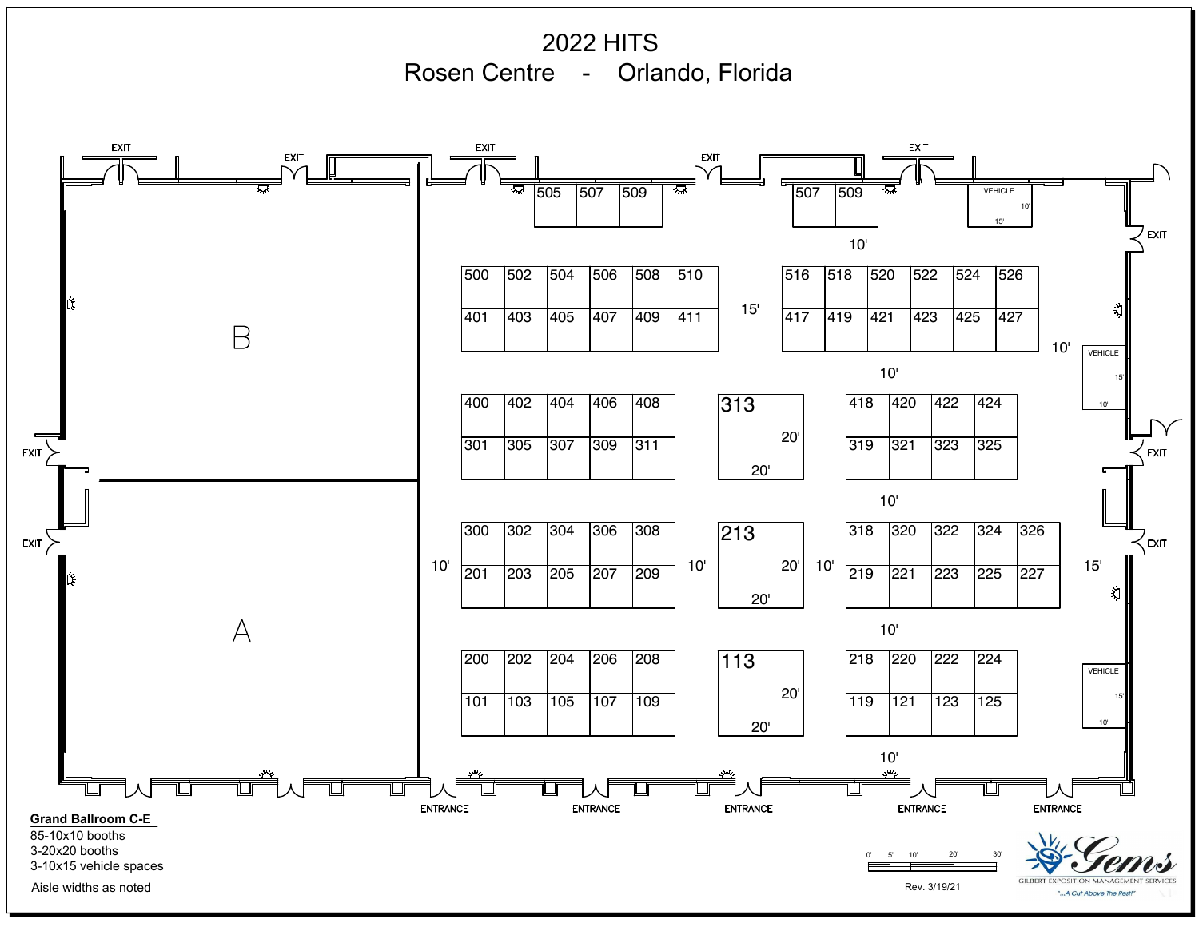# 2022 HITS

## Rosen Centre - Orlando, Florida

EXIT EXIT EXIT EXIT EXIT

505 507 509 507 509

VEHICLE 10' 15'

EXIT

10'

500 502 504 506 508 510 15' 516 518 520 522 524 526

401 403 405 407 409 411 417 419 421 423 425 427

B

10' VEHICLE 15' 10'

10'

400 402 404 406 408 313 20' 20' 418 420 422 424

301 305 307 309 311 319 321 323 325

EXIT EXIT

10'

300 302 304 306 308 213 20' 20' 318 320 322 324 326

EXIT EXIT

10' 201 203 205 207 209 10' 10' 219 221 223 225 227 15'

A

10'

200 202 204 206 208 113 20' 20' 218 220 222 224

101 103 105 107 109 119 121 123 125

VEHICLE 15' 10'

10'

ENTRANCE ENTRANCE ENTRANCE ENTRANCE ENTRANCE

**Grand Ballroom C-E**

85-10x10 booths
3-20x20 booths
3-10x15 vehicle spaces

Aisle widths as noted

0' 5' 10' 20' 30'

Rev. 3/19/21

Gems
GILBERT EXPOSITION MANAGEMENT SERVICES
"...A Cut Above The Rest!"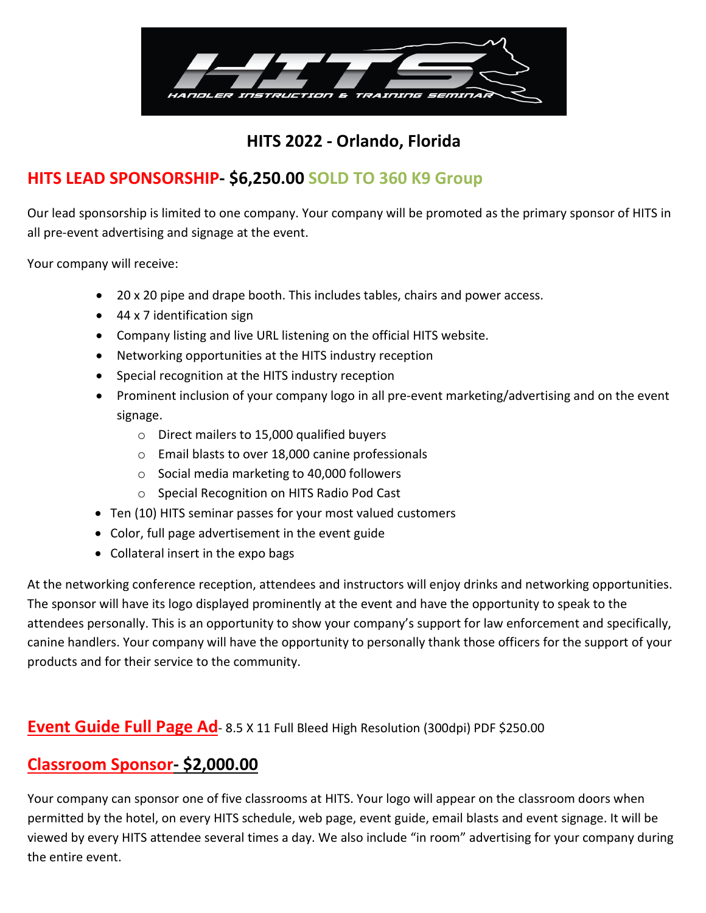# HITS 2022 - Orlando, Florida

## HITS LEAD SPONSORSHIP- $6,250.00 SOLD TO 360 K9 Group

Our lead sponsorship is limited to one company. Your company will be promoted as the primary sponsor of HITS in all pre-event advertising and signage at the event.

Your company will receive:

- 20 x 20 pipe and drape booth. This includes tables, chairs and power access.
- 44 x 7 identification sign
- Company listing and live URL listening on the official HITS website.
- Networking opportunities at the HITS industry reception
- Special recognition at the HITS industry reception
- Prominent inclusion of your company logo in all pre-event marketing/advertising and on the event signage.
    - Direct mailers to 15,000 qualified buyers
    - Email blasts to over 18,000 canine professionals
    - Social media marketing to 40,000 followers
    - Special Recognition on HITS Radio Pod Cast
- Ten (10) HITS seminar passes for your most valued customers
- Color, full page advertisement in the event guide
- Collateral insert in the expo bags

At the networking conference reception, attendees and instructors will enjoy drinks and networking opportunities. The sponsor will have its logo displayed prominently at the event and have the opportunity to speak to the attendees personally. This is an opportunity to show your company's support for law enforcement and specifically, canine handlers. Your company will have the opportunity to personally thank those officers for the support of your products and for their service to the community.

**Event Guide Full Page Ad**- 8.5 X 11 Full Bleed High Resolution (300dpi) PDF $250.00

## Classroom Sponsor- $2,000.00

Your company can sponsor one of five classrooms at HITS. Your logo will appear on the classroom doors when permitted by the hotel, on every HITS schedule, web page, event guide, email blasts and event signage. It will be viewed by every HITS attendee several times a day. We also include "in room" advertising for your company during the entire event.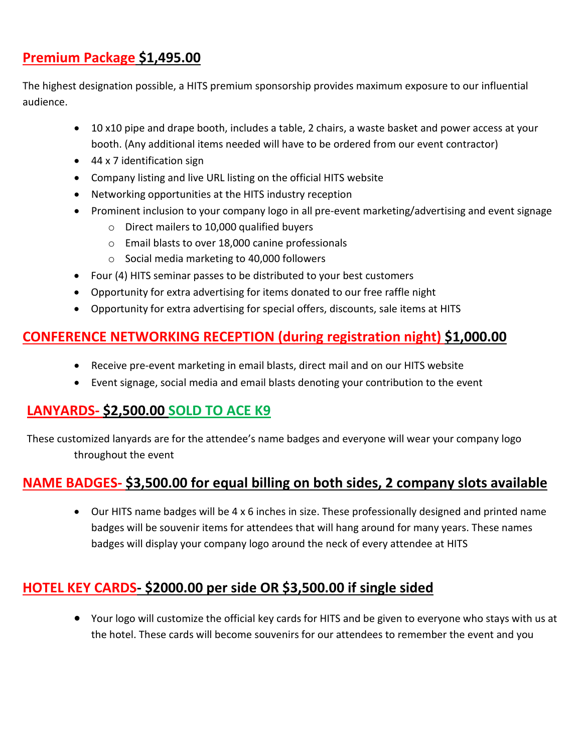## Premium Package $1,495.00

The highest designation possible, a HITS premium sponsorship provides maximum exposure to our influential audience.

- 10 x10 pipe and drape booth, includes a table, 2 chairs, a waste basket and power access at your booth. (Any additional items needed will have to be ordered from our event contractor)
- 44 x 7 identification sign
- Company listing and live URL listing on the official HITS website
- Networking opportunities at the HITS industry reception
- Prominent inclusion to your company logo in all pre-event marketing/advertising and event signage
  - Direct mailers to 10,000 qualified buyers
  - Email blasts to over 18,000 canine professionals
  - Social media marketing to 40,000 followers
- Four (4) HITS seminar passes to be distributed to your best customers
- Opportunity for extra advertising for items donated to our free raffle night
- Opportunity for extra advertising for special offers, discounts, sale items at HITS

## CONFERENCE NETWORKING RECEPTION (during registration night) $1,000.00

- Receive pre-event marketing in email blasts, direct mail and on our HITS website
- Event signage, social media and email blasts denoting your contribution to the event

## LANYARDS- $2,500.00 SOLD TO ACE K9

These customized lanyards are for the attendee's name badges and everyone will wear your company logo throughout the event

## NAME BADGES- $3,500.00 for equal billing on both sides, 2 company slots available

- Our HITS name badges will be 4 x 6 inches in size. These professionally designed and printed name badges will be souvenir items for attendees that will hang around for many years. These names badges will display your company logo around the neck of every attendee at HITS

## HOTEL KEY CARDS- $2000.00 per side OR $3,500.00 if single sided

- Your logo will customize the official key cards for HITS and be given to everyone who stays with us at the hotel. These cards will become souvenirs for our attendees to remember the event and you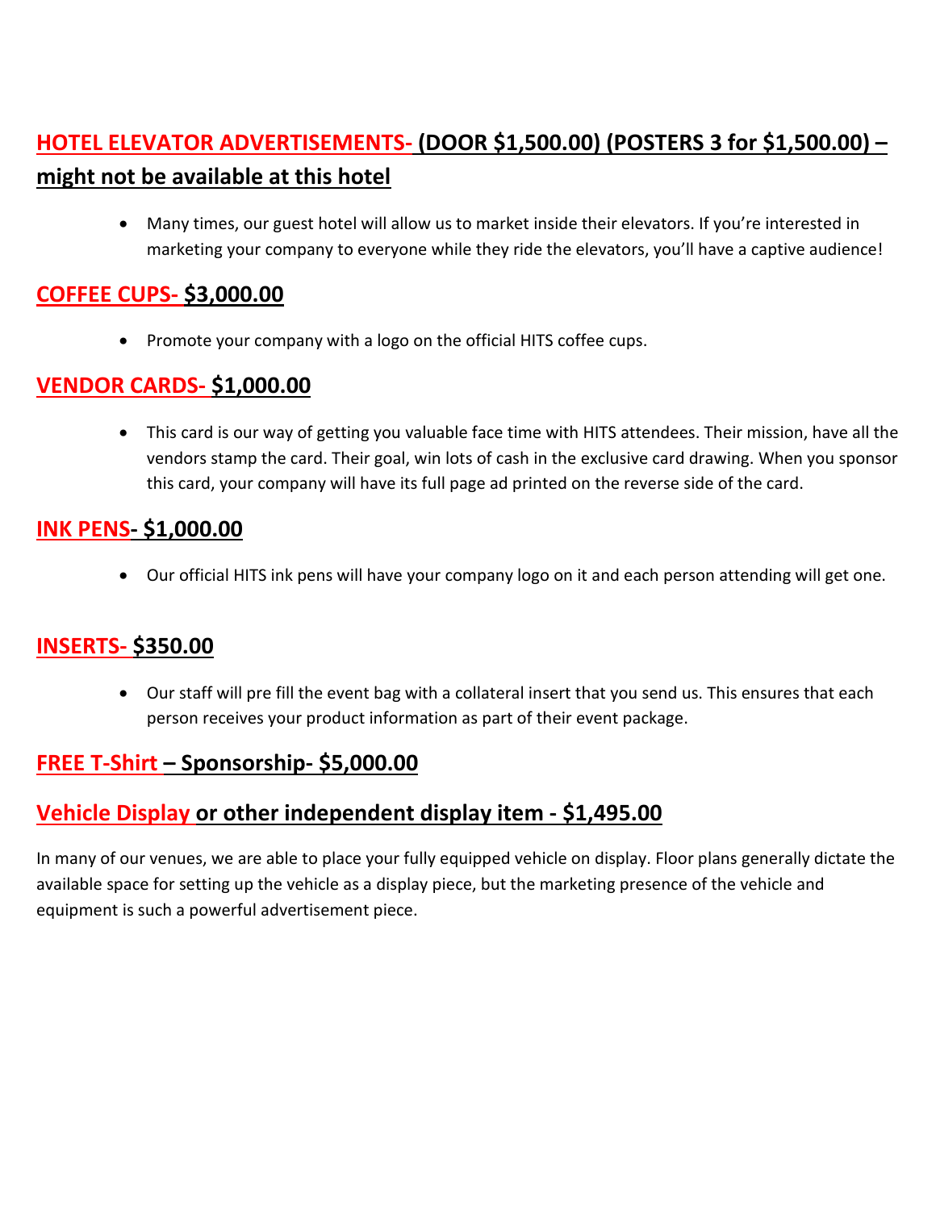## HOTEL ELEVATOR ADVERTISEMENTS- (DOOR $1,500.00) (POSTERS 3 for $1,500.00) – might not be available at this hotel

- Many times, our guest hotel will allow us to market inside their elevators. If you're interested in marketing your company to everyone while they ride the elevators, you'll have a captive audience!

## COFFEE CUPS- $3,000.00

- Promote your company with a logo on the official HITS coffee cups.

## VENDOR CARDS- $1,000.00

- This card is our way of getting you valuable face time with HITS attendees. Their mission, have all the vendors stamp the card. Their goal, win lots of cash in the exclusive card drawing. When you sponsor this card, your company will have its full page ad printed on the reverse side of the card.

## INK PENS- $1,000.00

- Our official HITS ink pens will have your company logo on it and each person attending will get one.

## INSERTS- $350.00

- Our staff will pre fill the event bag with a collateral insert that you send us. This ensures that each person receives your product information as part of their event package.

## FREE T-Shirt – Sponsorship- $5,000.00

## Vehicle Display or other independent display item - $1,495.00

In many of our venues, we are able to place your fully equipped vehicle on display. Floor plans generally dictate the available space for setting up the vehicle as a display piece, but the marketing presence of the vehicle and equipment is such a powerful advertisement piece.